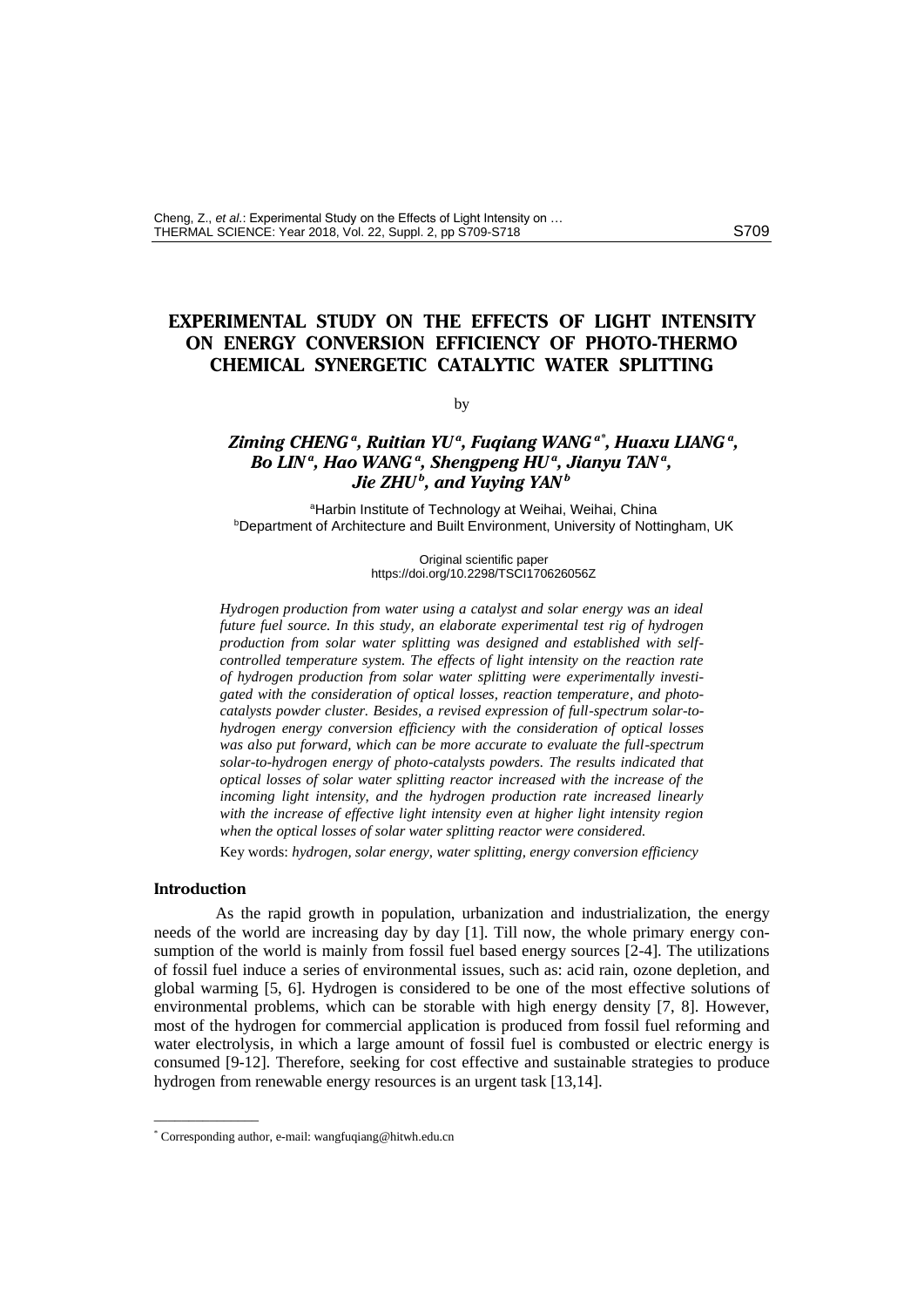# EXPERIMENTAL STUDY ON THE EFFECTS OF LIGHT INTENSITY ON ENERGY CONVERSION EFFICIENCY OF PHOTO-THERMO CHEMICAL SYNERGETIC CATALYTIC WATER SPLITTING

by

***Ziming CHENG[a], Ruitian YU[a], Fuqiang WANG[a*], Huaxu LIANG[a], Bo LIN[a], Hao WANG[a], Shengpeng HU[a], Jianyu TAN[a], Jie ZHU[b], and Yuying YAN[b]***

[a]Harbin Institute of Technology at Weihai, Weihai, China
[b]Department of Architecture and Built Environment, University of Nottingham, UK

Original scientific paper
https://doi.org/10.2298/TSCI170626056Z

*Hydrogen production from water using a catalyst and solar energy was an ideal future fuel source. In this study, an elaborate experimental test rig of hydrogen production from solar water splitting was designed and established with self-controlled temperature system. The effects of light intensity on the reaction rate of hydrogen production from solar water splitting were experimentally investigated with the consideration of optical losses, reaction temperature, and photo-catalysts powder cluster. Besides, a revised expression of full-spectrum solar-to-hydrogen energy conversion efficiency with the consideration of optical losses was also put forward, which can be more accurate to evaluate the full-spectrum solar-to-hydrogen energy of photo-catalysts powders. The results indicated that optical losses of solar water splitting reactor increased with the increase of the incoming light intensity, and the hydrogen production rate increased linearly with the increase of effective light intensity even at higher light intensity region when the optical losses of solar water splitting reactor were considered.*

Key words: *hydrogen, solar energy, water splitting, energy conversion efficiency*

## Introduction

As the rapid growth in population, urbanization and industrialization, the energy needs of the world are increasing day by day [1]. Till now, the whole primary energy consumption of the world is mainly from fossil fuel based energy sources [2-4]. The utilizations of fossil fuel induce a series of environmental issues, such as: acid rain, ozone depletion, and global warming [5, 6]. Hydrogen is considered to be one of the most effective solutions of environmental problems, which can be storable with high energy density [7, 8]. However, most of the hydrogen for commercial application is produced from fossil fuel reforming and water electrolysis, in which a large amount of fossil fuel is combusted or electric energy is consumed [9-12]. Therefore, seeking for cost effective and sustainable strategies to produce hydrogen from renewable energy resources is an urgent task [13,14].

---

[*] Corresponding author, e-mail: wangfuqiang@hitwh.edu.cn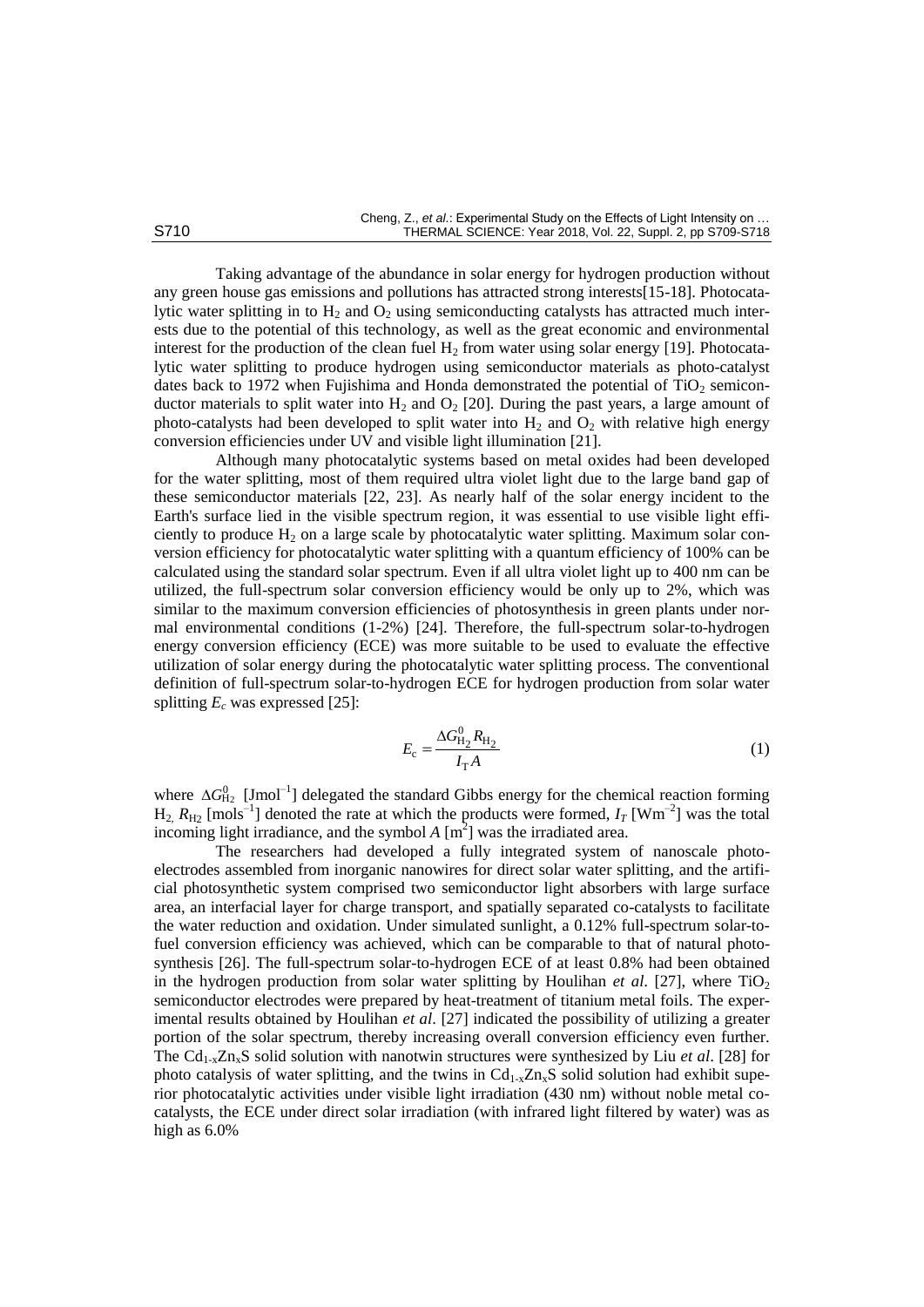Taking advantage of the abundance in solar energy for hydrogen production without any green house gas emissions and pollutions has attracted strong interests[15-18]. Photocatalytic water splitting in to $H_2$ and $O_2$ using semiconducting catalysts has attracted much interests due to the potential of this technology, as well as the great economic and environmental interest for the production of the clean fuel $H_2$ from water using solar energy [19]. Photocatalytic water splitting to produce hydrogen using semiconductor materials as photo-catalyst dates back to 1972 when Fujishima and Honda demonstrated the potential of $TiO_2$ semiconductor materials to split water into $H_2$ and $O_2$ [20]. During the past years, a large amount of photo-catalysts had been developed to split water into $H_2$ and $O_2$ with relative high energy conversion efficiencies under UV and visible light illumination [21].

Although many photocatalytic systems based on metal oxides had been developed for the water splitting, most of them required ultra violet light due to the large band gap of these semiconductor materials [22, 23]. As nearly half of the solar energy incident to the Earth's surface lied in the visible spectrum region, it was essential to use visible light efficiently to produce $H_2$ on a large scale by photocatalytic water splitting. Maximum solar conversion efficiency for photocatalytic water splitting with a quantum efficiency of 100% can be calculated using the standard solar spectrum. Even if all ultra violet light up to 400 nm can be utilized, the full-spectrum solar conversion efficiency would be only up to 2%, which was similar to the maximum conversion efficiencies of photosynthesis in green plants under normal environmental conditions (1-2%) [24]. Therefore, the full-spectrum solar-to-hydrogen energy conversion efficiency (ECE) was more suitable to be used to evaluate the effective utilization of solar energy during the photocatalytic water splitting process. The conventional definition of full-spectrum solar-to-hydrogen ECE for hydrogen production from solar water splitting $E_c$ was expressed [25]:

$$E_c = \frac{\Delta G^0_{H_2} R_{H_2}}{I_T A} \tag{1}$$

where $\Delta G^0_{H_2}$ [Jmol$^{-1}$] delegated the standard Gibbs energy for the chemical reaction forming $H_2$, $R_{H2}$ [mols$^{-1}$] denoted the rate at which the products were formed, $I_T$ [Wm$^{-2}$] was the total incoming light irradiance, and the symbol $A$ [m$^2$] was the irradiated area.

The researchers had developed a fully integrated system of nanoscale photoelectrodes assembled from inorganic nanowires for direct solar water splitting, and the artificial photosynthetic system comprised two semiconductor light absorbers with large surface area, an interfacial layer for charge transport, and spatially separated co-catalysts to facilitate the water reduction and oxidation. Under simulated sunlight, a 0.12% full-spectrum solar-to-fuel conversion efficiency was achieved, which can be comparable to that of natural photosynthesis [26]. The full-spectrum solar-to-hydrogen ECE of at least 0.8% had been obtained in the hydrogen production from solar water splitting by Houlihan *et al.* [27], where $TiO_2$ semiconductor electrodes were prepared by heat-treatment of titanium metal foils. The experimental results obtained by Houlihan *et al*. [27] indicated the possibility of utilizing a greater portion of the solar spectrum, thereby increasing overall conversion efficiency even further. The $Cd_{1-x}Zn_xS$ solid solution with nanotwin structures were synthesized by Liu *et al*. [28] for photo catalysis of water splitting, and the twins in $Cd_{1-x}Zn_xS$ solid solution had exhibit superior photocatalytic activities under visible light irradiation (430 nm) without noble metal co-catalysts, the ECE under direct solar irradiation (with infrared light filtered by water) was as high as 6.0%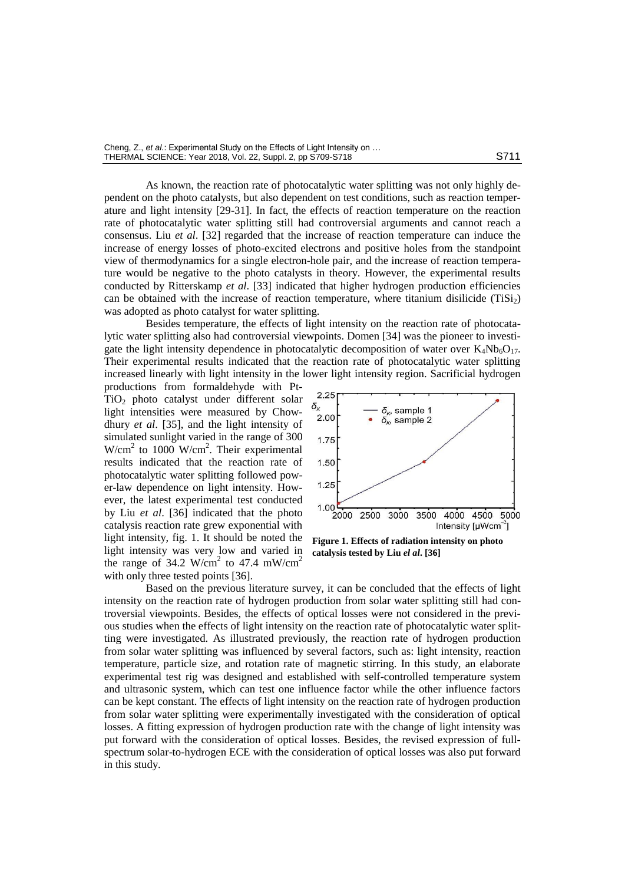As known, the reaction rate of photocatalytic water splitting was not only highly dependent on the photo catalysts, but also dependent on test conditions, such as reaction temperature and light intensity [29-31]. In fact, the effects of reaction temperature on the reaction rate of photocatalytic water splitting still had controversial arguments and cannot reach a consensus. Liu *et al*. [32] regarded that the increase of reaction temperature can induce the increase of energy losses of photo-excited electrons and positive holes from the standpoint view of thermodynamics for a single electron-hole pair, and the increase of reaction temperature would be negative to the photo catalysts in theory. However, the experimental results conducted by Ritterskamp *et al*. [33] indicated that higher hydrogen production efficiencies can be obtained with the increase of reaction temperature, where titanium disilicide ($TiSi_2$) was adopted as photo catalyst for water splitting.

Besides temperature, the effects of light intensity on the reaction rate of photocatalytic water splitting also had controversial viewpoints. Domen [34] was the pioneer to investigate the light intensity dependence in photocatalytic decomposition of water over $K_4Nb_6O_{17}$. Their experimental results indicated that the reaction rate of photocatalytic water splitting increased linearly with light intensity in the lower light intensity region. Sacrificial hydrogen productions from formaldehyde with Pt-$TiO_2$ photo catalyst under different solar light intensities were measured by Chowdhury *et al*. [35], and the light intensity of simulated sunlight varied in the range of 300 W/cm$^2$ to 1000 W/cm$^2$. Their experimental results indicated that the reaction rate of photocatalytic water splitting followed power-law dependence on light intensity. However, the latest experimental test conducted by Liu *et al*. [36] indicated that the photo catalysis reaction rate grew exponential with light intensity, fig. 1. It should be noted the light intensity was very low and varied in the range of 34.2 W/cm$^2$ to 47.4 mW/cm$^2$ with only three tested points [36].

**Figure 1. Effects of radiation intensity on photo catalysis tested by Liu *el al*. [36]**

Based on the previous literature survey, it can be concluded that the effects of light intensity on the reaction rate of hydrogen production from solar water splitting still had controversial viewpoints. Besides, the effects of optical losses were not considered in the previous studies when the effects of light intensity on the reaction rate of photocatalytic water splitting were investigated. As illustrated previously, the reaction rate of hydrogen production from solar water splitting was influenced by several factors, such as: light intensity, reaction temperature, particle size, and rotation rate of magnetic stirring. In this study, an elaborate experimental test rig was designed and established with self-controlled temperature system and ultrasonic system, which can test one influence factor while the other influence factors can be kept constant. The effects of light intensity on the reaction rate of hydrogen production from solar water splitting were experimentally investigated with the consideration of optical losses. A fitting expression of hydrogen production rate with the change of light intensity was put forward with the consideration of optical losses. Besides, the revised expression of full-spectrum solar-to-hydrogen ECE with the consideration of optical losses was also put forward in this study.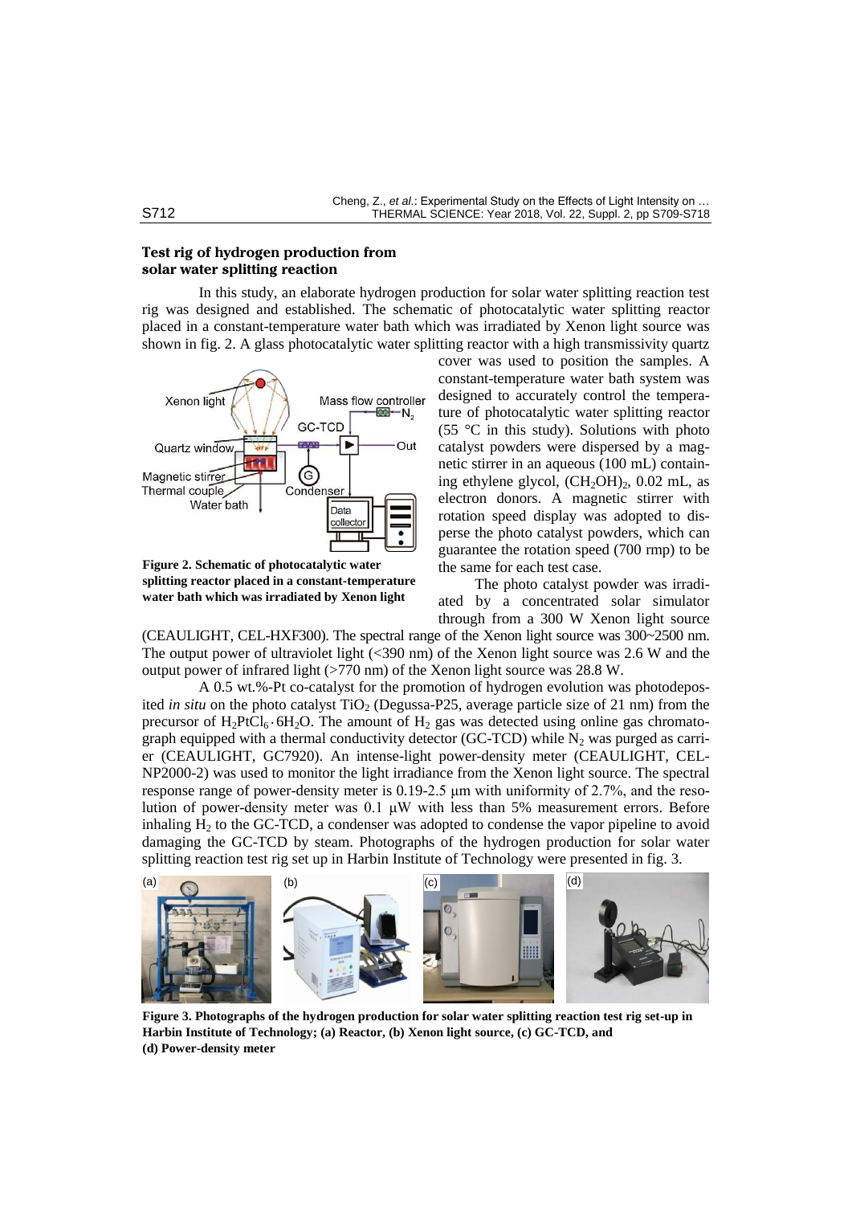### Test rig of hydrogen production from solar water splitting reaction

In this study, an elaborate hydrogen production for solar water splitting reaction test rig was designed and established. The schematic of photocatalytic water splitting reactor placed in a constant-temperature water bath which was irradiated by Xenon light source was shown in fig. 2. A glass photocatalytic water splitting reactor with a high transmissivity quartz cover was used to position the samples. A constant-temperature water bath system was designed to accurately control the temperature of photocatalytic water splitting reactor (55 °C in this study). Solutions with photo catalyst powders were dispersed by a magnetic stirrer in an aqueous (100 mL) containing ethylene glycol, $(CH_2OH)_2$, 0.02 mL, as electron donors. A magnetic stirrer with rotation speed display was adopted to disperse the photo catalyst powders, which can guarantee the rotation speed (700 rmp) to be the same for each test case.

**Figure 2. Schematic of photocatalytic water splitting reactor placed in a constant-temperature water bath which was irradiated by Xenon light**

The photo catalyst powder was irradiated by a concentrated solar simulator through from a 300 W Xenon light source (CEAULIGHT, CEL-HXF300). The spectral range of the Xenon light source was 300~2500 nm. The output power of ultraviolet light (<390 nm) of the Xenon light source was 2.6 W and the output power of infrared light (>770 nm) of the Xenon light source was 28.8 W.

A 0.5 wt.%-Pt co-catalyst for the promotion of hydrogen evolution was photodeposited *in situ* on the photo catalyst $TiO_2$ (Degussa-P25, average particle size of 21 nm) from the precursor of $H_2PtCl_6 \cdot 6H_2O$. The amount of $H_2$ gas was detected using online gas chromatograph equipped with a thermal conductivity detector (GC-TCD) while $N_2$ was purged as carrier (CEAULIGHT, GC7920). An intense-light power-density meter (CEAULIGHT, CEL-NP2000-2) was used to monitor the light irradiance from the Xenon light source. The spectral response range of power-density meter is 0.19-2.5 μm with uniformity of 2.7%, and the resolution of power-density meter was 0.1 μW with less than 5% measurement errors. Before inhaling $H_2$ to the GC-TCD, a condenser was adopted to condense the vapor pipeline to avoid damaging the GC-TCD by steam. Photographs of the hydrogen production for solar water splitting reaction test rig set up in Harbin Institute of Technology were presented in fig. 3.

**Figure 3. Photographs of the hydrogen production for solar water splitting reaction test rig set-up in Harbin Institute of Technology; (a) Reactor, (b) Xenon light source, (c) GC-TCD, and (d) Power-density meter**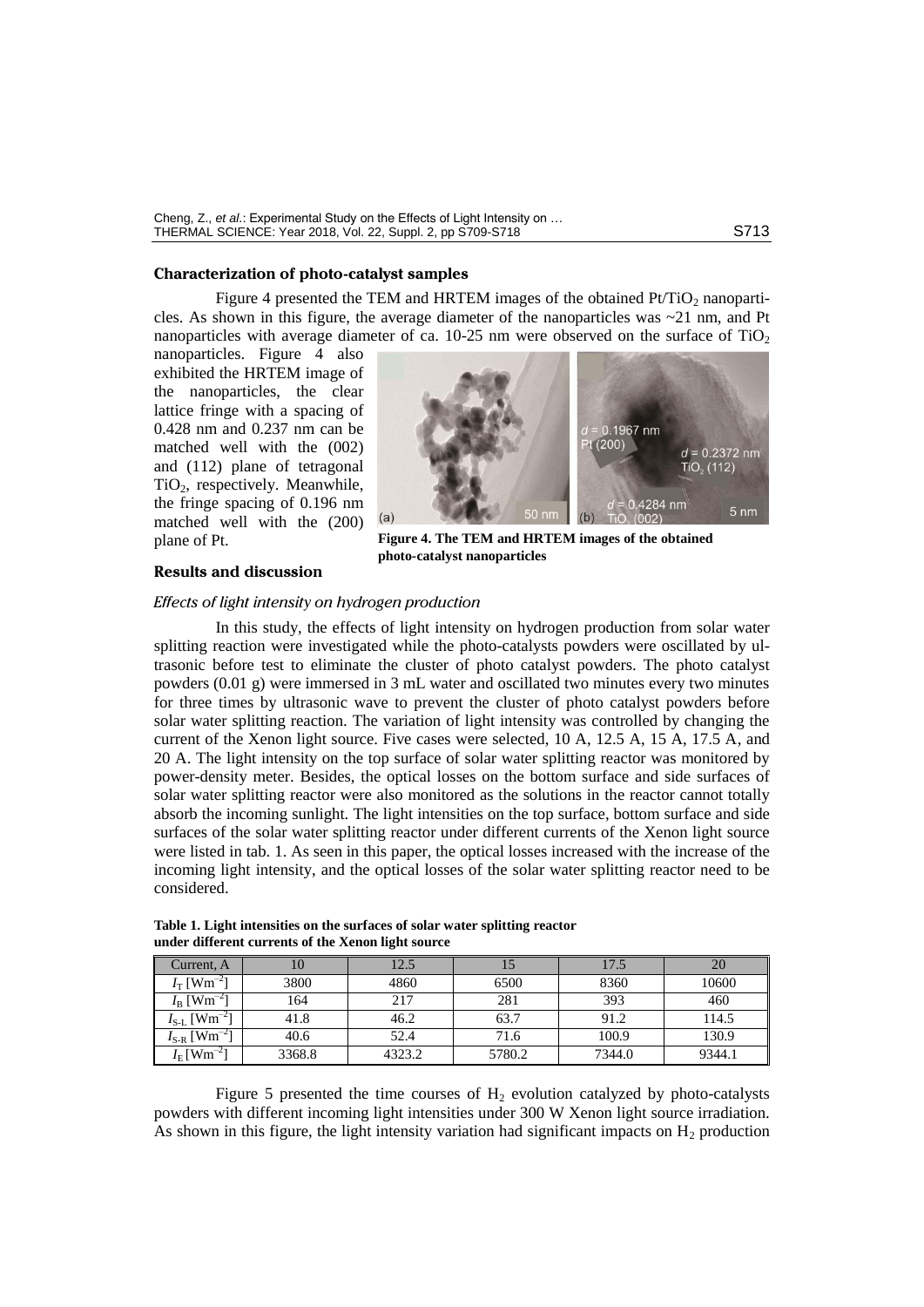### Characterization of photo-catalyst samples

Figure 4 presented the TEM and HRTEM images of the obtained $Pt/TiO_2$ nanoparticles. As shown in this figure, the average diameter of the nanoparticles was ~21 nm, and Pt nanoparticles with average diameter of ca. 10-25 nm were observed on the surface of $TiO_2$ nanoparticles. Figure 4 also exhibited the HRTEM image of the nanoparticles, the clear lattice fringe with a spacing of 0.428 nm and 0.237 nm can be matched well with the (002) and (112) plane of tetragonal $TiO_2$, respectively. Meanwhile, the fringe spacing of 0.196 nm matched well with the (200) plane of Pt.

**Figure 4. The TEM and HRTEM images of the obtained photo-catalyst nanoparticles**

## Results and discussion

### *Effects of light intensity on hydrogen production*

In this study, the effects of light intensity on hydrogen production from solar water splitting reaction were investigated while the photo-catalysts powders were oscillated by ultrasonic before test to eliminate the cluster of photo catalyst powders. The photo catalyst powders (0.01 g) were immersed in 3 mL water and oscillated two minutes every two minutes for three times by ultrasonic wave to prevent the cluster of photo catalyst powders before solar water splitting reaction. The variation of light intensity was controlled by changing the current of the Xenon light source. Five cases were selected, 10 A, 12.5 A, 15 A, 17.5 A, and 20 A. The light intensity on the top surface of solar water splitting reactor was monitored by power-density meter. Besides, the optical losses on the bottom surface and side surfaces of solar water splitting reactor were also monitored as the solutions in the reactor cannot totally absorb the incoming sunlight. The light intensities on the top surface, bottom surface and side surfaces of the solar water splitting reactor under different currents of the Xenon light source were listed in tab. 1. As seen in this paper, the optical losses increased with the increase of the incoming light intensity, and the optical losses of the solar water splitting reactor need to be considered.

**Table 1. Light intensities on the surfaces of solar water splitting reactor under different currents of the Xenon light source**

| Current, A | 10 | 12.5 | 15 | 17.5 | 20 |
|---|---|---|---|---|---|
| $I_T$ [$Wm^{-2}$] | 3800 | 4860 | 6500 | 8360 | 10600 |
| $I_B$ [$Wm^{-2}$] | 164 | 217 | 281 | 393 | 460 |
| $I_{S-L}$ [$Wm^{-2}$] | 41.8 | 46.2 | 63.7 | 91.2 | 114.5 |
| $I_{S-R}$ [$Wm^{-2}$] | 40.6 | 52.4 | 71.6 | 100.9 | 130.9 |
| $I_E$ [$Wm^{-2}$] | 3368.8 | 4323.2 | 5780.2 | 7344.0 | 9344.1 |

Figure 5 presented the time courses of $H_2$ evolution catalyzed by photo-catalysts powders with different incoming light intensities under 300 W Xenon light source irradiation. As shown in this figure, the light intensity variation had significant impacts on $H_2$ production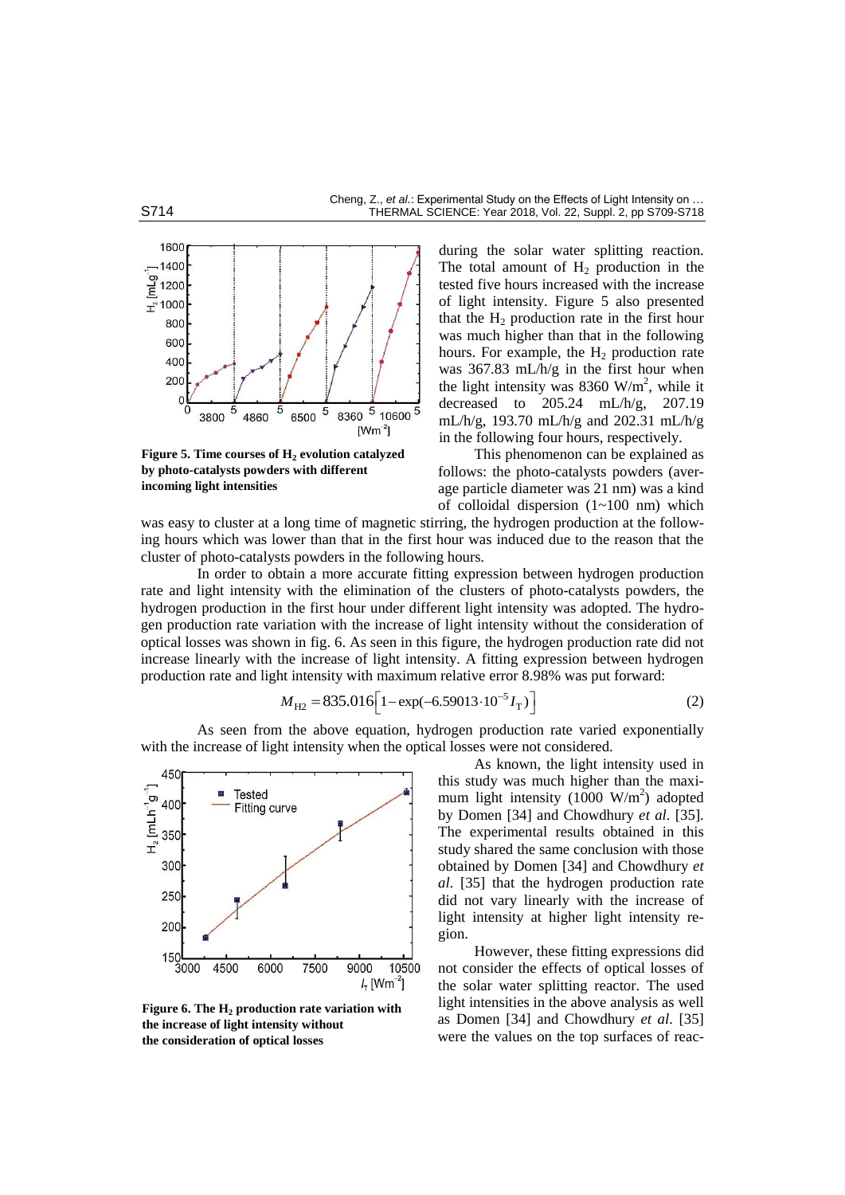during the solar water splitting reaction. The total amount of $H_2$ production in the tested five hours increased with the increase of light intensity. Figure 5 also presented that the $H_2$ production rate in the first hour was much higher than that in the following hours. For example, the $H_2$ production rate was 367.83 mL/h/g in the first hour when the light intensity was 8360 W/m$^2$, while it decreased to 205.24 mL/h/g, 207.19 mL/h/g, 193.70 mL/h/g and 202.31 mL/h/g in the following four hours, respectively.

**Figure 5. Time courses of $H_2$ evolution catalyzed by photo-catalysts powders with different incoming light intensities**

This phenomenon can be explained as follows: the photo-catalysts powders (average particle diameter was 21 nm) was a kind of colloidal dispersion (1~100 nm) which was easy to cluster at a long time of magnetic stirring, the hydrogen production at the following hours which was lower than that in the first hour was induced due to the reason that the cluster of photo-catalysts powders in the following hours.

In order to obtain a more accurate fitting expression between hydrogen production rate and light intensity with the elimination of the clusters of photo-catalysts powders, the hydrogen production in the first hour under different light intensity was adopted. The hydrogen production rate variation with the increase of light intensity without the consideration of optical losses was shown in fig. 6. As seen in this figure, the hydrogen production rate did not increase linearly with the increase of light intensity. A fitting expression between hydrogen production rate and light intensity with maximum relative error 8.98% was put forward:

$$M_{\mathrm{H2}} = 835.016\left[1 - \exp(-6.59013 \cdot 10^{-5} I_{\mathrm{T}})\right] \tag{2}$$

As seen from the above equation, hydrogen production rate varied exponentially with the increase of light intensity when the optical losses were not considered.

**Figure 6. The $H_2$ production rate variation with the increase of light intensity without the consideration of optical losses**

As known, the light intensity used in this study was much higher than the maximum light intensity (1000 W/m$^2$) adopted by Domen [34] and Chowdhury *et al.* [35]. The experimental results obtained in this study shared the same conclusion with those obtained by Domen [34] and Chowdhury *et al.* [35] that the hydrogen production rate did not vary linearly with the increase of light intensity at higher light intensity region.

However, these fitting expressions did not consider the effects of optical losses of the solar water splitting reactor. The used light intensities in the above analysis as well as Domen [34] and Chowdhury *et al.* [35] were the values on the top surfaces of reac-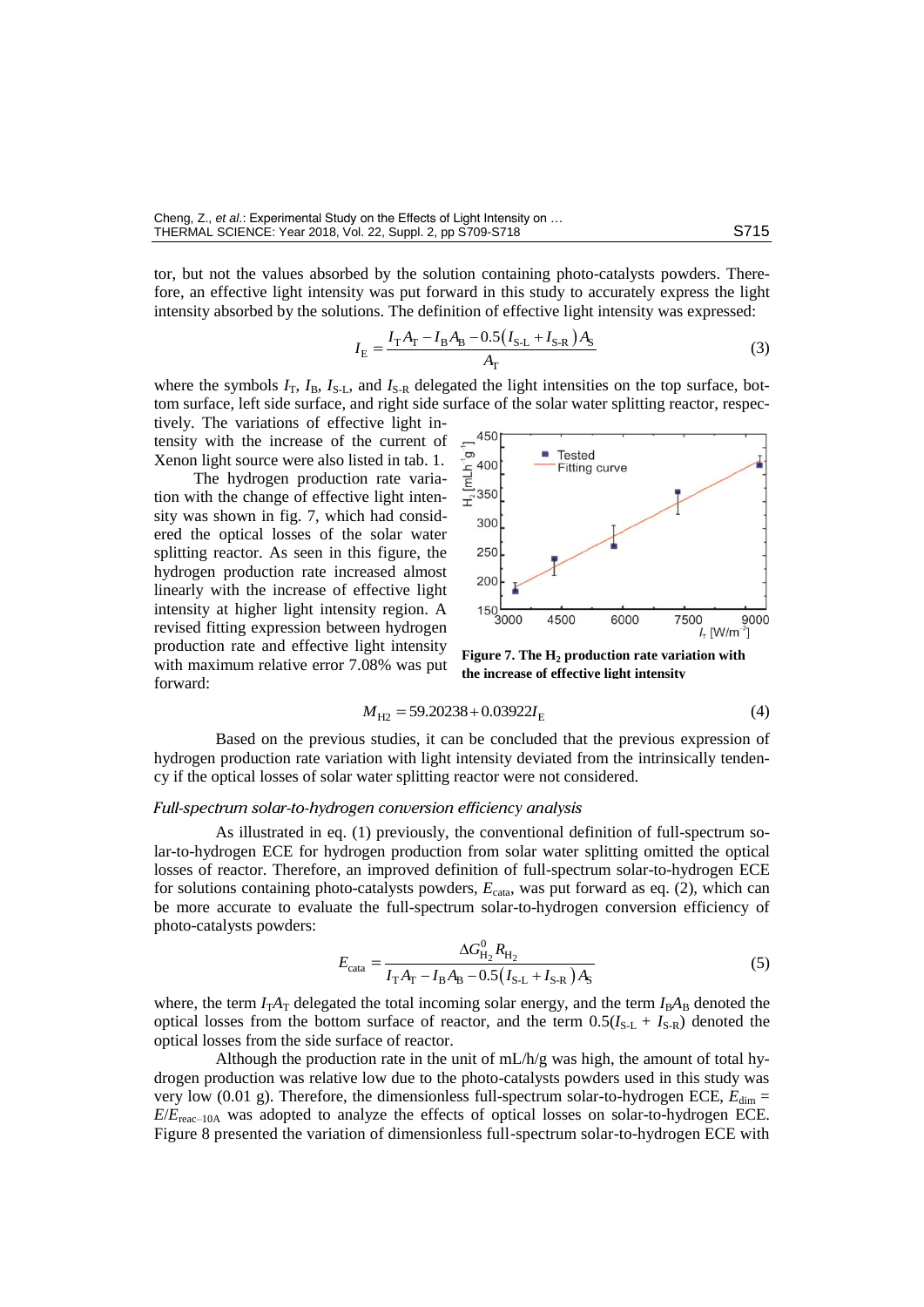tor, but not the values absorbed by the solution containing photo-catalysts powders. Therefore, an effective light intensity was put forward in this study to accurately express the light intensity absorbed by the solutions. The definition of effective light intensity was expressed:

$$I_{E} = \frac{I_{T}A_{T} - I_{B}A_{B} - 0.5\left(I_{S\text{-}L} + I_{S\text{-}R}\right)A_{S}}{A_{T}} \tag{3}$$

where the symbols $I_T$, $I_B$, $I_{S\text{-}L}$, and $I_{S\text{-}R}$ delegated the light intensities on the top surface, bottom surface, left side surface, and right side surface of the solar water splitting reactor, respectively. The variations of effective light intensity with the increase of the current of Xenon light source were also listed in tab. 1.

The hydrogen production rate variation with the change of effective light intensity was shown in fig. 7, which had considered the optical losses of the solar water splitting reactor. As seen in this figure, the hydrogen production rate increased almost linearly with the increase of effective light intensity at higher light intensity region. A revised fitting expression between hydrogen production rate and effective light intensity with maximum relative error 7.08% was put forward:

**Figure 7. The $H_2$ production rate variation with the increase of effective light intensity**

$$M_{H2} = 59.20238 + 0.03922 I_{E} \tag{4}$$

Based on the previous studies, it can be concluded that the previous expression of hydrogen production rate variation with light intensity deviated from the intrinsically tendency if the optical losses of solar water splitting reactor were not considered.

### *Full-spectrum solar-to-hydrogen conversion efficiency analysis*

As illustrated in eq. (1) previously, the conventional definition of full-spectrum solar-to-hydrogen ECE for hydrogen production from solar water splitting omitted the optical losses of reactor. Therefore, an improved definition of full-spectrum solar-to-hydrogen ECE for solutions containing photo-catalysts powders, $E_{cata}$, was put forward as eq. (2), which can be more accurate to evaluate the full-spectrum solar-to-hydrogen conversion efficiency of photo-catalysts powders:

$$E_{cata} = \frac{\Delta G^{0}_{H_2} R_{H_2}}{I_{T}A_{T} - I_{B}A_{B} - 0.5\left(I_{S\text{-}L} + I_{S\text{-}R}\right)A_{S}} \tag{5}$$

where, the term $I_T A_T$ delegated the total incoming solar energy, and the term $I_B A_B$ denoted the optical losses from the bottom surface of reactor, and the term $0.5(I_{S\text{-}L} + I_{S\text{-}R})$ denoted the optical losses from the side surface of reactor.

Although the production rate in the unit of mL/h/g was high, the amount of total hydrogen production was relative low due to the photo-catalysts powders used in this study was very low (0.01 g). Therefore, the dimensionless full-spectrum solar-to-hydrogen ECE, $E_{dim} = E/E_{reac\text{-}10A}$ was adopted to analyze the effects of optical losses on solar-to-hydrogen ECE. Figure 8 presented the variation of dimensionless full-spectrum solar-to-hydrogen ECE with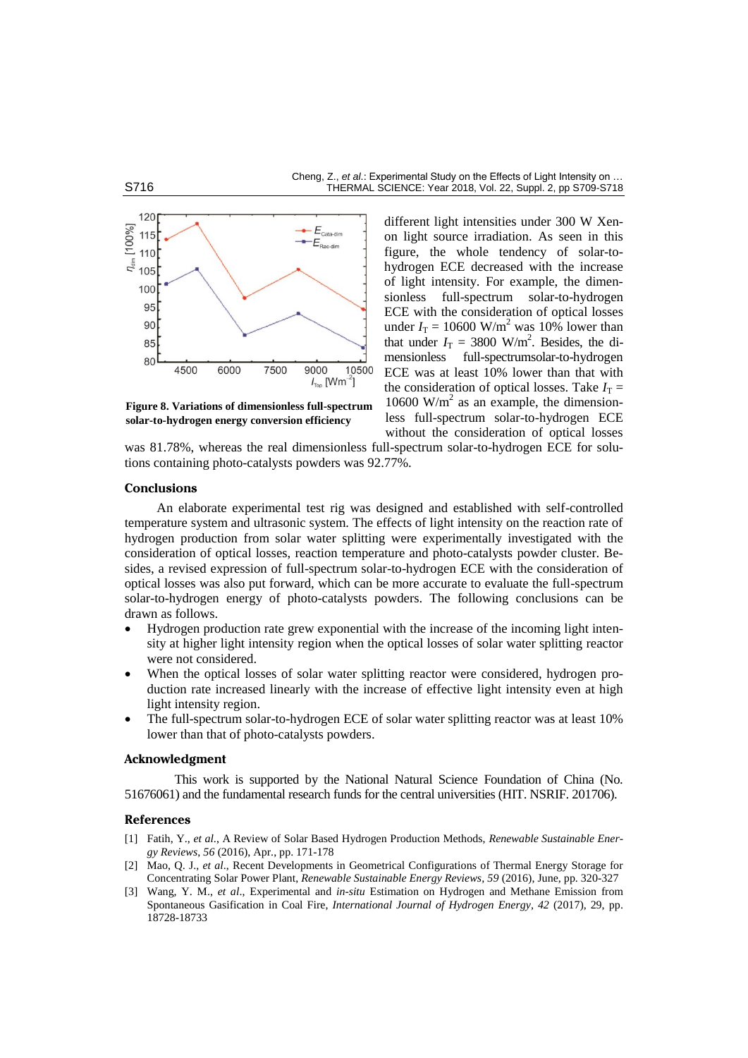Figure 8. Variations of dimensionless full-spectrum solar-to-hydrogen energy conversion efficiency

different light intensities under 300 W Xenon light source irradiation. As seen in this figure, the whole tendency of solar-to-hydrogen ECE decreased with the increase of light intensity. For example, the dimensionless full-spectrum solar-to-hydrogen ECE with the consideration of optical losses under $I_T$ = 10600 W/m$^2$ was 10% lower than that under $I_T$ = 3800 W/m$^2$. Besides, the dimensionless full-spectrumsolar-to-hydrogen ECE was at least 10% lower than that with the consideration of optical losses. Take $I_T$ = 10600 W/m$^2$ as an example, the dimensionless full-spectrum solar-to-hydrogen ECE without the consideration of optical losses was 81.78%, whereas the real dimensionless full-spectrum solar-to-hydrogen ECE for solutions containing photo-catalysts powders was 92.77%.

## Conclusions

An elaborate experimental test rig was designed and established with self-controlled temperature system and ultrasonic system. The effects of light intensity on the reaction rate of hydrogen production from solar water splitting were experimentally investigated with the consideration of optical losses, reaction temperature and photo-catalysts powder cluster. Besides, a revised expression of full-spectrum solar-to-hydrogen ECE with the consideration of optical losses was also put forward, which can be more accurate to evaluate the full-spectrum solar-to-hydrogen energy of photo-catalysts powders. The following conclusions can be drawn as follows.

- Hydrogen production rate grew exponential with the increase of the incoming light intensity at higher light intensity region when the optical losses of solar water splitting reactor were not considered.
- When the optical losses of solar water splitting reactor were considered, hydrogen production rate increased linearly with the increase of effective light intensity even at high light intensity region.
- The full-spectrum solar-to-hydrogen ECE of solar water splitting reactor was at least 10% lower than that of photo-catalysts powders.

## Acknowledgment

This work is supported by the National Natural Science Foundation of China (No. 51676061) and the fundamental research funds for the central universities (HIT. NSRIF. 201706).

## References

[1] Fatih, Y., *et al.*, A Review of Solar Based Hydrogen Production Methods, *Renewable Sustainable Energy Reviews*, *56* (2016), Apr., pp. 171-178

[2] Mao, Q. J., *et al.*, Recent Developments in Geometrical Configurations of Thermal Energy Storage for Concentrating Solar Power Plant, *Renewable Sustainable Energy Reviews*, *59* (2016), June, pp. 320-327

[3] Wang, Y. M., *et al.*, Experimental and *in-situ* Estimation on Hydrogen and Methane Emission from Spontaneous Gasification in Coal Fire, *International Journal of Hydrogen Energy*, *42* (2017), 29, pp. 18728-18733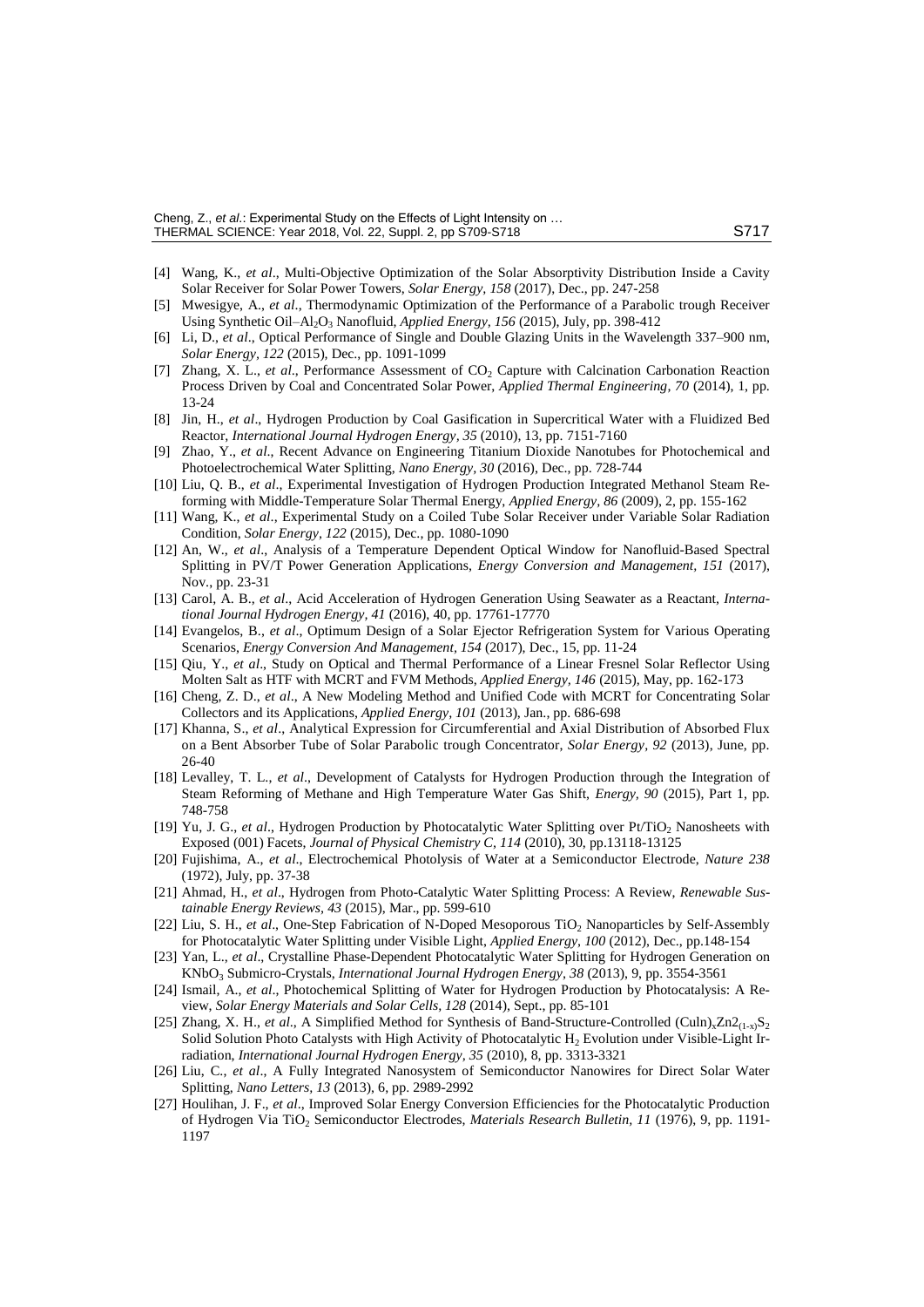[4] Wang, K., *et al*., Multi-Objective Optimization of the Solar Absorptivity Distribution Inside a Cavity Solar Receiver for Solar Power Towers, *Solar Energy, 158* (2017), Dec., pp. 247-258

[5] Mwesigye, A., *et al*., Thermodynamic Optimization of the Performance of a Parabolic trough Receiver Using Synthetic Oil–$Al_2O_3$ Nanofluid, *Applied Energy, 156* (2015), July, pp. 398-412

[6] Li, D., *et al*., Optical Performance of Single and Double Glazing Units in the Wavelength 337–900 nm, *Solar Energy, 122* (2015), Dec., pp. 1091-1099

[7] Zhang, X. L., *et al*., Performance Assessment of $CO_2$ Capture with Calcination Carbonation Reaction Process Driven by Coal and Concentrated Solar Power, *Applied Thermal Engineering, 70* (2014), 1, pp. 13-24

[8] Jin, H., *et al*., Hydrogen Production by Coal Gasification in Supercritical Water with a Fluidized Bed Reactor, *International Journal Hydrogen Energy, 35* (2010), 13, pp. 7151-7160

[9] Zhao, Y., *et al*., Recent Advance on Engineering Titanium Dioxide Nanotubes for Photochemical and Photoelectrochemical Water Splitting, *Nano Energy, 30* (2016), Dec., pp. 728-744

[10] Liu, Q. B., *et al*., Experimental Investigation of Hydrogen Production Integrated Methanol Steam Reforming with Middle-Temperature Solar Thermal Energy, *Applied Energy, 86* (2009), 2, pp. 155-162

[11] Wang, K., *et al*., Experimental Study on a Coiled Tube Solar Receiver under Variable Solar Radiation Condition, *Solar Energy, 122* (2015), Dec., pp. 1080-1090

[12] An, W., *et al*., Analysis of a Temperature Dependent Optical Window for Nanofluid-Based Spectral Splitting in PV/T Power Generation Applications, *Energy Conversion and Management, 151* (2017), Nov., pp. 23-31

[13] Carol, A. B., *et al*., Acid Acceleration of Hydrogen Generation Using Seawater as a Reactant, *International Journal Hydrogen Energy, 41* (2016), 40, pp. 17761-17770

[14] Evangelos, B., *et al*., Optimum Design of a Solar Ejector Refrigeration System for Various Operating Scenarios, *Energy Conversion And Management, 154* (2017), Dec., 15, pp. 11-24

[15] Qiu, Y., *et al*., Study on Optical and Thermal Performance of a Linear Fresnel Solar Reflector Using Molten Salt as HTF with MCRT and FVM Methods, *Applied Energy, 146* (2015), May, pp. 162-173

[16] Cheng, Z. D., *et al*., A New Modeling Method and Unified Code with MCRT for Concentrating Solar Collectors and its Applications, *Applied Energy, 101* (2013), Jan., pp. 686-698

[17] Khanna, S., *et al*., Analytical Expression for Circumferential and Axial Distribution of Absorbed Flux on a Bent Absorber Tube of Solar Parabolic trough Concentrator, *Solar Energy, 92* (2013), June, pp. 26-40

[18] Levalley, T. L., *et al*., Development of Catalysts for Hydrogen Production through the Integration of Steam Reforming of Methane and High Temperature Water Gas Shift, *Energy, 90* (2015), Part 1, pp. 748-758

[19] Yu, J. G., *et al*., Hydrogen Production by Photocatalytic Water Splitting over $Pt/TiO_2$ Nanosheets with Exposed (001) Facets, *Journal of Physical Chemistry C, 114* (2010), 30, pp.13118-13125

[20] Fujishima, A., *et al*., Electrochemical Photolysis of Water at a Semiconductor Electrode, *Nature 238* (1972), July, pp. 37-38

[21] Ahmad, H., *et al*., Hydrogen from Photo-Catalytic Water Splitting Process: A Review, *Renewable Sustainable Energy Reviews, 43* (2015), Mar., pp. 599-610

[22] Liu, S. H., *et al*., One-Step Fabrication of N-Doped Mesoporous $TiO_2$ Nanoparticles by Self-Assembly for Photocatalytic Water Splitting under Visible Light, *Applied Energy, 100* (2012), Dec., pp.148-154

[23] Yan, L., *et al*., Crystalline Phase-Dependent Photocatalytic Water Splitting for Hydrogen Generation on $KNbO_3$ Submicro-Crystals, *International Journal Hydrogen Energy, 38* (2013), 9, pp. 3554-3561

[24] Ismail, A., *et al*., Photochemical Splitting of Water for Hydrogen Production by Photocatalysis: A Review, *Solar Energy Materials and Solar Cells, 128* (2014), Sept., pp. 85-101

[25] Zhang, X. H., *et al*., A Simplified Method for Synthesis of Band-Structure-Controlled $(CuIn)_xZn2_{(1-x)}S_2$ Solid Solution Photo Catalysts with High Activity of Photocatalytic $H_2$ Evolution under Visible-Light Irradiation, *International Journal Hydrogen Energy, 35* (2010), 8, pp. 3313-3321

[26] Liu, C., *et al*., A Fully Integrated Nanosystem of Semiconductor Nanowires for Direct Solar Water Splitting, *Nano Letters, 13* (2013), 6, pp. 2989-2992

[27] Houlihan, J. F., *et al*., Improved Solar Energy Conversion Efficiencies for the Photocatalytic Production of Hydrogen Via $TiO_2$ Semiconductor Electrodes, *Materials Research Bulletin, 11* (1976), 9, pp. 1191-1197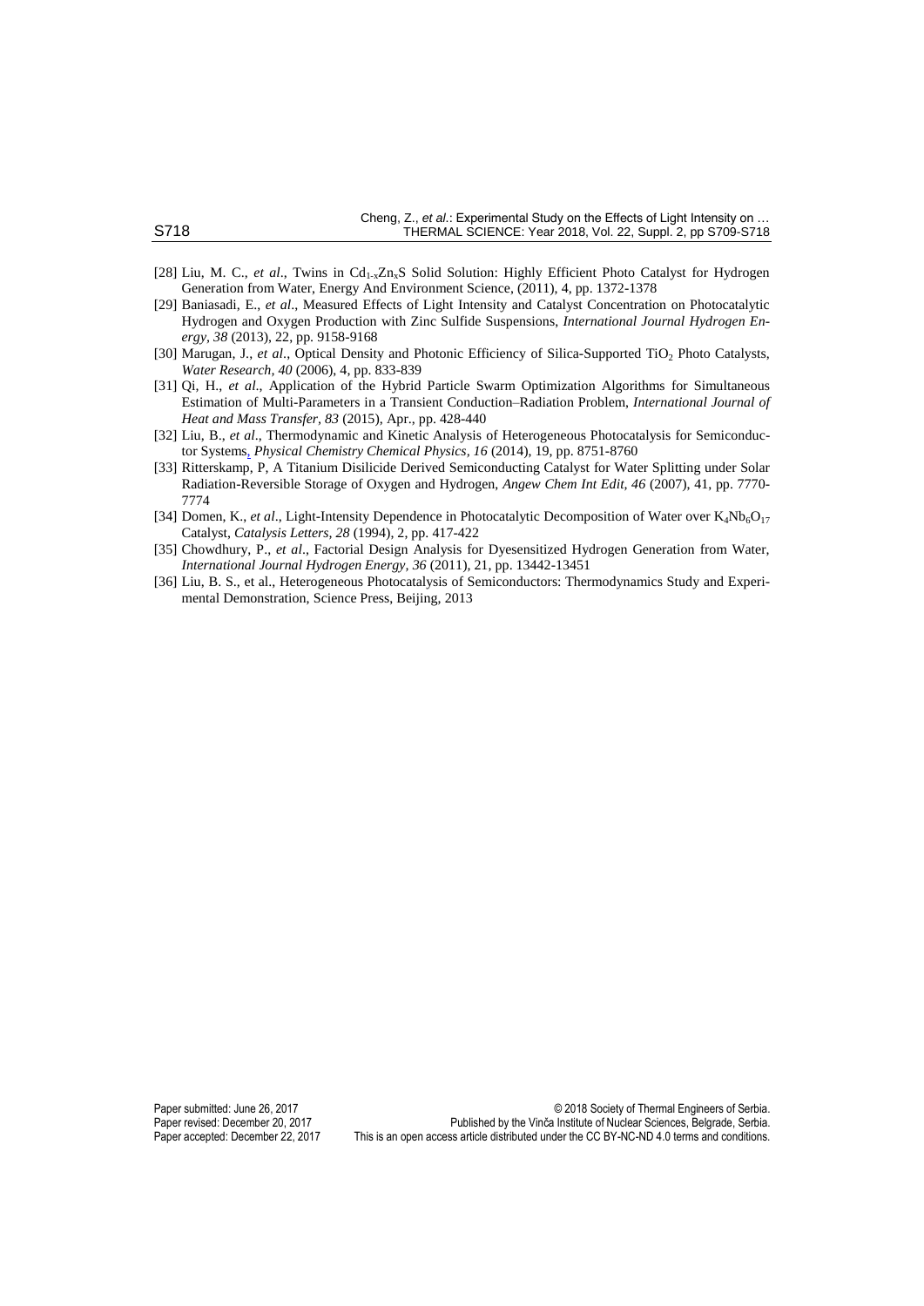[28] Liu, M. C., *et al*., Twins in $Cd_{1-x}Zn_xS$ Solid Solution: Highly Efficient Photo Catalyst for Hydrogen Generation from Water, Energy And Environment Science, (2011), 4, pp. 1372-1378

[29] Baniasadi, E., *et al*., Measured Effects of Light Intensity and Catalyst Concentration on Photocatalytic Hydrogen and Oxygen Production with Zinc Sulfide Suspensions, *International Journal Hydrogen Energy, 38* (2013), 22, pp. 9158-9168

[30] Marugan, J., *et al*., Optical Density and Photonic Efficiency of Silica-Supported $TiO_2$ Photo Catalysts, *Water Research, 40* (2006), 4, pp. 833-839

[31] Qi, H., *et al*., Application of the Hybrid Particle Swarm Optimization Algorithms for Simultaneous Estimation of Multi-Parameters in a Transient Conduction–Radiation Problem, *International Journal of Heat and Mass Transfer, 83* (2015), Apr., pp. 428-440

[32] Liu, B., *et al*., Thermodynamic and Kinetic Analysis of Heterogeneous Photocatalysis for Semiconductor Systems, *Physical Chemistry Chemical Physics, 16* (2014), 19, pp. 8751-8760

[33] Ritterskamp, P, A Titanium Disilicide Derived Semiconducting Catalyst for Water Splitting under Solar Radiation-Reversible Storage of Oxygen and Hydrogen, *Angew Chem Int Edit, 46* (2007), 41, pp. 7770-7774

[34] Domen, K., *et al*., Light-Intensity Dependence in Photocatalytic Decomposition of Water over $K_4Nb_6O_{17}$ Catalyst, *Catalysis Letters, 28* (1994), 2, pp. 417-422

[35] Chowdhury, P., *et al*., Factorial Design Analysis for Dyesensitized Hydrogen Generation from Water, *International Journal Hydrogen Energy, 36* (2011), 21, pp. 13442-13451

[36] Liu, B. S., et al., Heterogeneous Photocatalysis of Semiconductors: Thermodynamics Study and Experimental Demonstration, Science Press, Beijing, 2013

Paper submitted: June 26, 2017
Paper revised: December 20, 2017
Paper accepted: December 22, 2017

© 2018 Society of Thermal Engineers of Serbia.
Published by the Vinča Institute of Nuclear Sciences, Belgrade, Serbia.
This is an open access article distributed under the CC BY-NC-ND 4.0 terms and conditions.